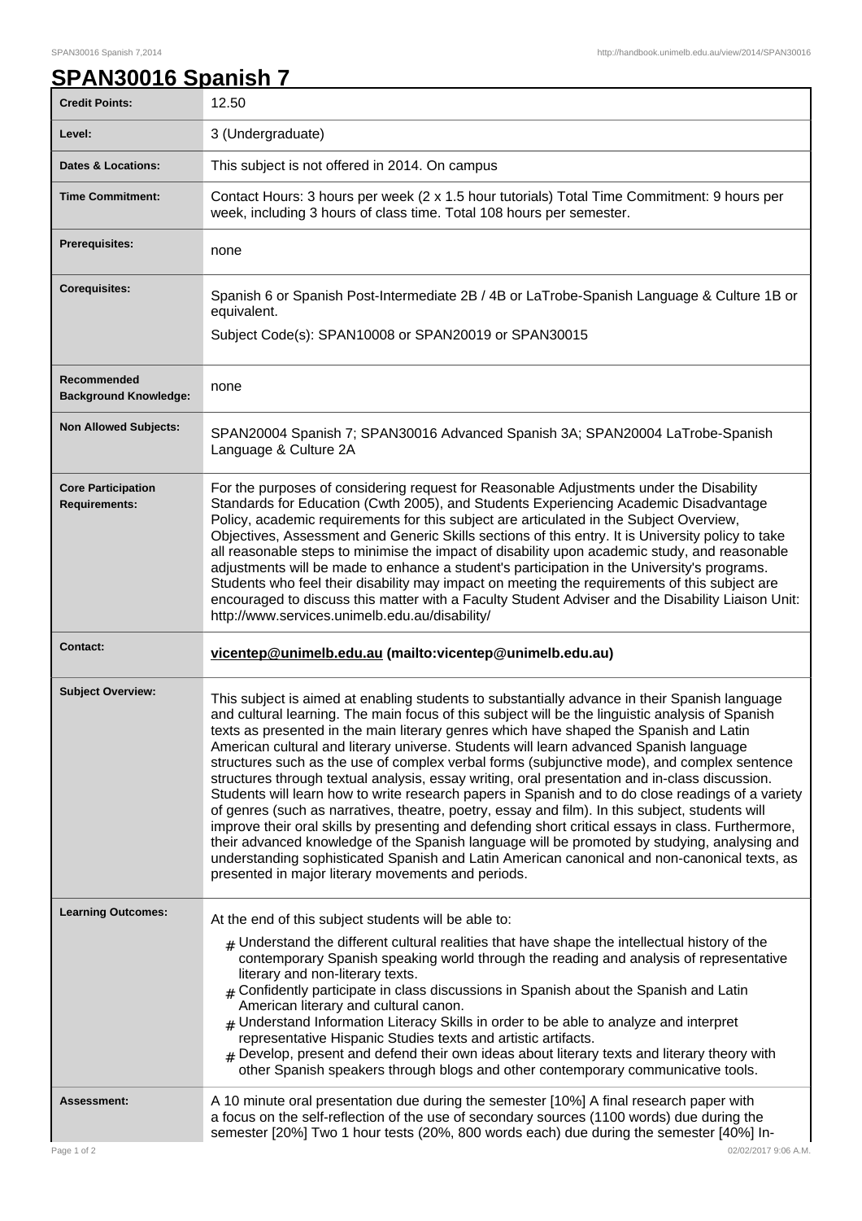# SPAN30016 Spanish 7

| | |
|---|---|
| **Credit Points:** | 12.50 |
| **Level:** | 3 (Undergraduate) |
| **Dates & Locations:** | This subject is not offered in 2014. On campus |
| **Time Commitment:** | Contact Hours: 3 hours per week (2 x 1.5 hour tutorials) Total Time Commitment: 9 hours per week, including 3 hours of class time. Total 108 hours per semester. |
| **Prerequisites:** | none |
| **Corequisites:** | Spanish 6 or Spanish Post-Intermediate 2B / 4B or LaTrobe-Spanish Language & Culture 1B or equivalent.<br>Subject Code(s): SPAN10008 or SPAN20019 or SPAN30015 |
| **Recommended Background Knowledge:** | none |
| **Non Allowed Subjects:** | SPAN20004 Spanish 7; SPAN30016 Advanced Spanish 3A; SPAN20004 LaTrobe-Spanish Language & Culture 2A |
| **Core Participation Requirements:** | For the purposes of considering request for Reasonable Adjustments under the Disability Standards for Education (Cwth 2005), and Students Experiencing Academic Disadvantage Policy, academic requirements for this subject are articulated in the Subject Overview, Objectives, Assessment and Generic Skills sections of this entry. It is University policy to take all reasonable steps to minimise the impact of disability upon academic study, and reasonable adjustments will be made to enhance a student's participation in the University's programs. Students who feel their disability may impact on meeting the requirements of this subject are encouraged to discuss this matter with a Faculty Student Adviser and the Disability Liaison Unit: http://www.services.unimelb.edu.au/disability/ |
| **Contact:** | **vicentep@unimelb.edu.au (mailto:vicentep@unimelb.edu.au)** |
| **Subject Overview:** | This subject is aimed at enabling students to substantially advance in their Spanish language and cultural learning. The main focus of this subject will be the linguistic analysis of Spanish texts as presented in the main literary genres which have shaped the Spanish and Latin American cultural and literary universe. Students will learn advanced Spanish language structures such as the use of complex verbal forms (subjunctive mode), and complex sentence structures through textual analysis, essay writing, oral presentation and in-class discussion. Students will learn how to write research papers in Spanish and to do close readings of a variety of genres (such as narratives, theatre, poetry, essay and film). In this subject, students will improve their oral skills by presenting and defending short critical essays in class. Furthermore, their advanced knowledge of the Spanish language will be promoted by studying, analysing and understanding sophisticated Spanish and Latin American canonical and non-canonical texts, as presented in major literary movements and periods. |
| **Learning Outcomes:** | At the end of this subject students will be able to:<br># Understand the different cultural realities that have shape the intellectual history of the contemporary Spanish speaking world through the reading and analysis of representative literary and non-literary texts.<br># Confidently participate in class discussions in Spanish about the Spanish and Latin American literary and cultural canon.<br># Understand Information Literacy Skills in order to be able to analyze and interpret representative Hispanic Studies texts and artistic artifacts.<br># Develop, present and defend their own ideas about literary texts and literary theory with other Spanish speakers through blogs and other contemporary communicative tools. |
| **Assessment:** | A 10 minute oral presentation due during the semester [10%] A final research paper with a focus on the self-reflection of the use of secondary sources (1100 words) due during the semester [20%] Two 1 hour tests (20%, 800 words each) due during the semester [40%] In- |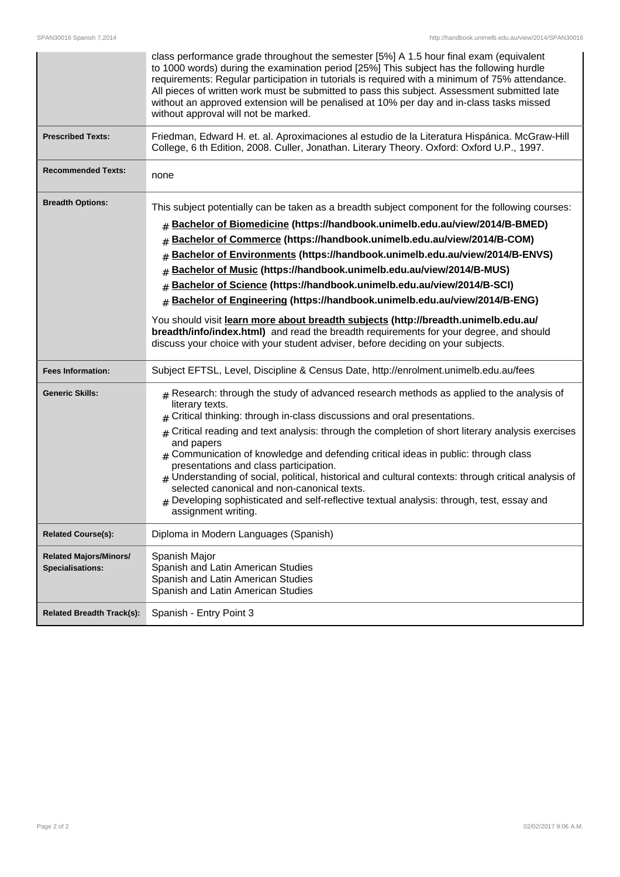| | |
|---|---|
| | class performance grade throughout the semester [5%] A 1.5 hour final exam (equivalent to 1000 words) during the examination period [25%] This subject has the following hurdle requirements: Regular participation in tutorials is required with a minimum of 75% attendance. All pieces of written work must be submitted to pass this subject. Assessment submitted late without an approved extension will be penalised at 10% per day and in-class tasks missed without approval will not be marked. |
| **Prescribed Texts:** | Friedman, Edward H. et. al. Aproximaciones al estudio de la Literatura Hispánica. McGraw-Hill College, 6 th Edition, 2008. Culler, Jonathan. Literary Theory. Oxford: Oxford U.P., 1997. |
| **Recommended Texts:** | none |
| **Breadth Options:** | This subject potentially can be taken as a breadth subject component for the following courses:<br># **Bachelor of Biomedicine (https://handbook.unimelb.edu.au/view/2014/B-BMED)**<br># **Bachelor of Commerce (https://handbook.unimelb.edu.au/view/2014/B-COM)**<br># **Bachelor of Environments (https://handbook.unimelb.edu.au/view/2014/B-ENVS)**<br># **Bachelor of Music (https://handbook.unimelb.edu.au/view/2014/B-MUS)**<br># **Bachelor of Science (https://handbook.unimelb.edu.au/view/2014/B-SCI)**<br># **Bachelor of Engineering (https://handbook.unimelb.edu.au/view/2014/B-ENG)**<br>You should visit **learn more about breadth subjects (http://breadth.unimelb.edu.au/breadth/info/index.html)** and read the breadth requirements for your degree, and should discuss your choice with your student adviser, before deciding on your subjects. |
| **Fees Information:** | Subject EFTSL, Level, Discipline & Census Date, http://enrolment.unimelb.edu.au/fees |
| **Generic Skills:** | # Research: through the study of advanced research methods as applied to the analysis of literary texts.<br># Critical thinking: through in-class discussions and oral presentations.<br># Critical reading and text analysis: through the completion of short literary analysis exercises and papers<br># Communication of knowledge and defending critical ideas in public: through class presentations and class participation.<br># Understanding of social, political, historical and cultural contexts: through critical analysis of selected canonical and non-canonical texts.<br># Developing sophisticated and self-reflective textual analysis: through, test, essay and assignment writing. |
| **Related Course(s):** | Diploma in Modern Languages (Spanish) |
| **Related Majors/Minors/ Specialisations:** | Spanish Major<br>Spanish and Latin American Studies<br>Spanish and Latin American Studies<br>Spanish and Latin American Studies |
| **Related Breadth Track(s):** | Spanish - Entry Point 3 |